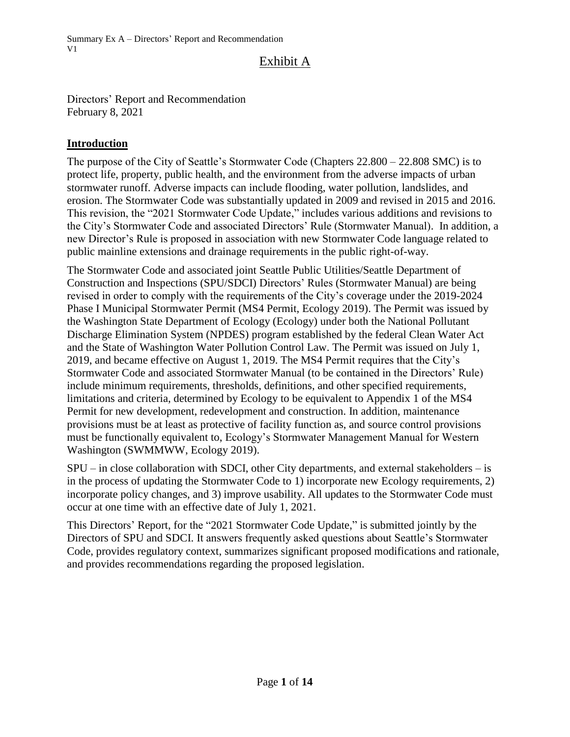# Exhibit A

Directors' Report and Recommendation
February 8, 2021

## Introduction

The purpose of the City of Seattle's Stormwater Code (Chapters 22.800 – 22.808 SMC) is to protect life, property, public health, and the environment from the adverse impacts of urban stormwater runoff. Adverse impacts can include flooding, water pollution, landslides, and erosion. The Stormwater Code was substantially updated in 2009 and revised in 2015 and 2016. This revision, the "2021 Stormwater Code Update," includes various additions and revisions to the City's Stormwater Code and associated Directors' Rule (Stormwater Manual). In addition, a new Director's Rule is proposed in association with new Stormwater Code language related to public mainline extensions and drainage requirements in the public right-of-way.

The Stormwater Code and associated joint Seattle Public Utilities/Seattle Department of Construction and Inspections (SPU/SDCI) Directors' Rules (Stormwater Manual) are being revised in order to comply with the requirements of the City's coverage under the 2019-2024 Phase I Municipal Stormwater Permit (MS4 Permit, Ecology 2019). The Permit was issued by the Washington State Department of Ecology (Ecology) under both the National Pollutant Discharge Elimination System (NPDES) program established by the federal Clean Water Act and the State of Washington Water Pollution Control Law. The Permit was issued on July 1, 2019, and became effective on August 1, 2019. The MS4 Permit requires that the City's Stormwater Code and associated Stormwater Manual (to be contained in the Directors' Rule) include minimum requirements, thresholds, definitions, and other specified requirements, limitations and criteria, determined by Ecology to be equivalent to Appendix 1 of the MS4 Permit for new development, redevelopment and construction. In addition, maintenance provisions must be at least as protective of facility function as, and source control provisions must be functionally equivalent to, Ecology's Stormwater Management Manual for Western Washington (SWMMWW, Ecology 2019).

SPU – in close collaboration with SDCI, other City departments, and external stakeholders – is in the process of updating the Stormwater Code to 1) incorporate new Ecology requirements, 2) incorporate policy changes, and 3) improve usability. All updates to the Stormwater Code must occur at one time with an effective date of July 1, 2021.

This Directors' Report, for the "2021 Stormwater Code Update," is submitted jointly by the Directors of SPU and SDCI. It answers frequently asked questions about Seattle's Stormwater Code, provides regulatory context, summarizes significant proposed modifications and rationale, and provides recommendations regarding the proposed legislation.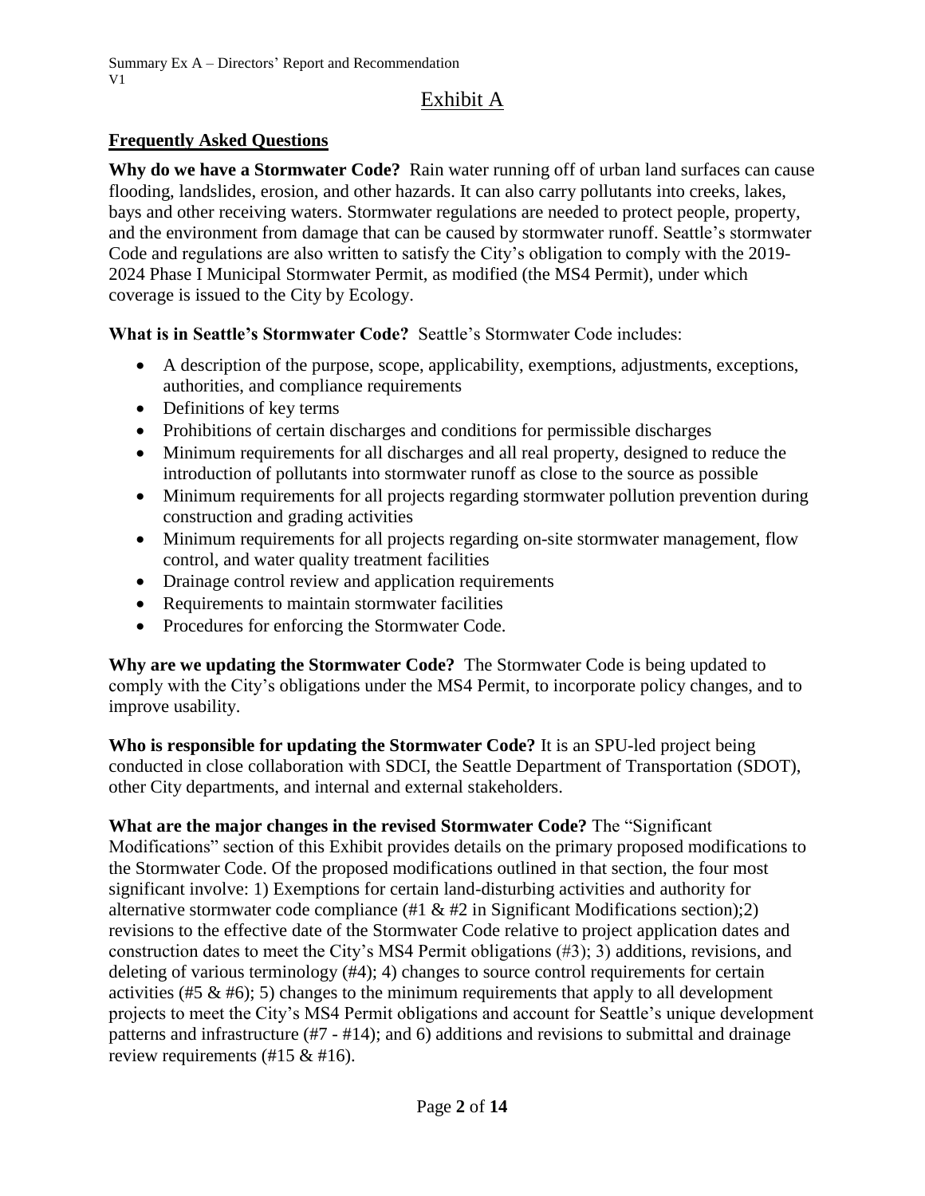# Exhibit A

## Frequently Asked Questions

**Why do we have a Stormwater Code?** Rain water running off of urban land surfaces can cause flooding, landslides, erosion, and other hazards. It can also carry pollutants into creeks, lakes, bays and other receiving waters. Stormwater regulations are needed to protect people, property, and the environment from damage that can be caused by stormwater runoff. Seattle's stormwater Code and regulations are also written to satisfy the City's obligation to comply with the 2019-2024 Phase I Municipal Stormwater Permit, as modified (the MS4 Permit), under which coverage is issued to the City by Ecology.

**What is in Seattle's Stormwater Code?** Seattle's Stormwater Code includes:

- A description of the purpose, scope, applicability, exemptions, adjustments, exceptions, authorities, and compliance requirements
- Definitions of key terms
- Prohibitions of certain discharges and conditions for permissible discharges
- Minimum requirements for all discharges and all real property, designed to reduce the introduction of pollutants into stormwater runoff as close to the source as possible
- Minimum requirements for all projects regarding stormwater pollution prevention during construction and grading activities
- Minimum requirements for all projects regarding on-site stormwater management, flow control, and water quality treatment facilities
- Drainage control review and application requirements
- Requirements to maintain stormwater facilities
- Procedures for enforcing the Stormwater Code.

**Why are we updating the Stormwater Code?** The Stormwater Code is being updated to comply with the City's obligations under the MS4 Permit, to incorporate policy changes, and to improve usability.

**Who is responsible for updating the Stormwater Code?** It is an SPU-led project being conducted in close collaboration with SDCI, the Seattle Department of Transportation (SDOT), other City departments, and internal and external stakeholders.

**What are the major changes in the revised Stormwater Code?** The "Significant Modifications" section of this Exhibit provides details on the primary proposed modifications to the Stormwater Code. Of the proposed modifications outlined in that section, the four most significant involve: 1) Exemptions for certain land-disturbing activities and authority for alternative stormwater code compliance (#1 & #2 in Significant Modifications section);2) revisions to the effective date of the Stormwater Code relative to project application dates and construction dates to meet the City's MS4 Permit obligations (#3); 3) additions, revisions, and deleting of various terminology (#4); 4) changes to source control requirements for certain activities (#5 & #6); 5) changes to the minimum requirements that apply to all development projects to meet the City's MS4 Permit obligations and account for Seattle's unique development patterns and infrastructure (#7 - #14); and 6) additions and revisions to submittal and drainage review requirements (#15 & #16).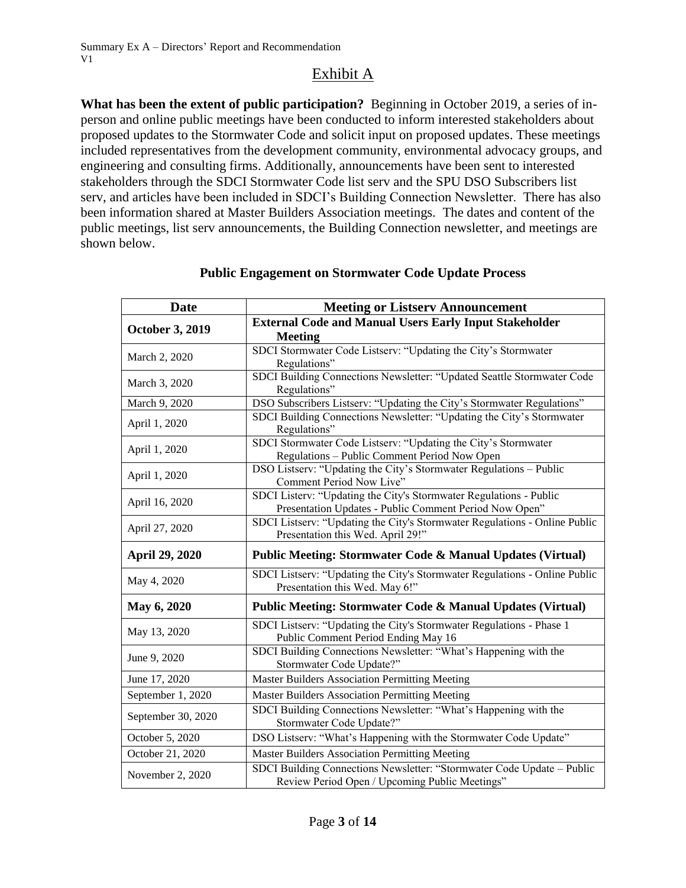## Exhibit A

**What has been the extent of public participation?** Beginning in October 2019, a series of in-person and online public meetings have been conducted to inform interested stakeholders about proposed updates to the Stormwater Code and solicit input on proposed updates. These meetings included representatives from the development community, environmental advocacy groups, and engineering and consulting firms. Additionally, announcements have been sent to interested stakeholders through the SDCI Stormwater Code list serv and the SPU DSO Subscribers list serv, and articles have been included in SDCI's Building Connection Newsletter. There has also been information shared at Master Builders Association meetings. The dates and content of the public meetings, list serv announcements, the Building Connection newsletter, and meetings are shown below.

### Public Engagement on Stormwater Code Update Process

| Date | Meeting or Listserv Announcement |
|---|---|
| **October 3, 2019** | **External Code and Manual Users Early Input Stakeholder Meeting** |
| March 2, 2020 | SDCI Stormwater Code Listserv: "Updating the City's Stormwater Regulations" |
| March 3, 2020 | SDCI Building Connections Newsletter: "Updated Seattle Stormwater Code Regulations" |
| March 9, 2020 | DSO Subscribers Listserv: "Updating the City's Stormwater Regulations" |
| April 1, 2020 | SDCI Building Connections Newsletter: "Updating the City's Stormwater Regulations" |
| April 1, 2020 | SDCI Stormwater Code Listserv: "Updating the City's Stormwater Regulations – Public Comment Period Now Open |
| April 1, 2020 | DSO Listserv: "Updating the City's Stormwater Regulations – Public Comment Period Now Live" |
| April 16, 2020 | SDCI Listerv: "Updating the City's Stormwater Regulations - Public Presentation Updates - Public Comment Period Now Open" |
| April 27, 2020 | SDCI Listserv: "Updating the City's Stormwater Regulations - Online Public Presentation this Wed. April 29!" |
| **April 29, 2020** | **Public Meeting: Stormwater Code & Manual Updates (Virtual)** |
| May 4, 2020 | SDCI Listserv: "Updating the City's Stormwater Regulations - Online Public Presentation this Wed. May 6!" |
| **May 6, 2020** | **Public Meeting: Stormwater Code & Manual Updates (Virtual)** |
| May 13, 2020 | SDCI Listserv: "Updating the City's Stormwater Regulations - Phase 1 Public Comment Period Ending May 16 |
| June 9, 2020 | SDCI Building Connections Newsletter: "What's Happening with the Stormwater Code Update?" |
| June 17, 2020 | Master Builders Association Permitting Meeting |
| September 1, 2020 | Master Builders Association Permitting Meeting |
| September 30, 2020 | SDCI Building Connections Newsletter: "What's Happening with the Stormwater Code Update?" |
| October 5, 2020 | DSO Listserv: "What's Happening with the Stormwater Code Update" |
| October 21, 2020 | Master Builders Association Permitting Meeting |
| November 2, 2020 | SDCI Building Connections Newsletter: "Stormwater Code Update – Public Review Period Open / Upcoming Public Meetings" |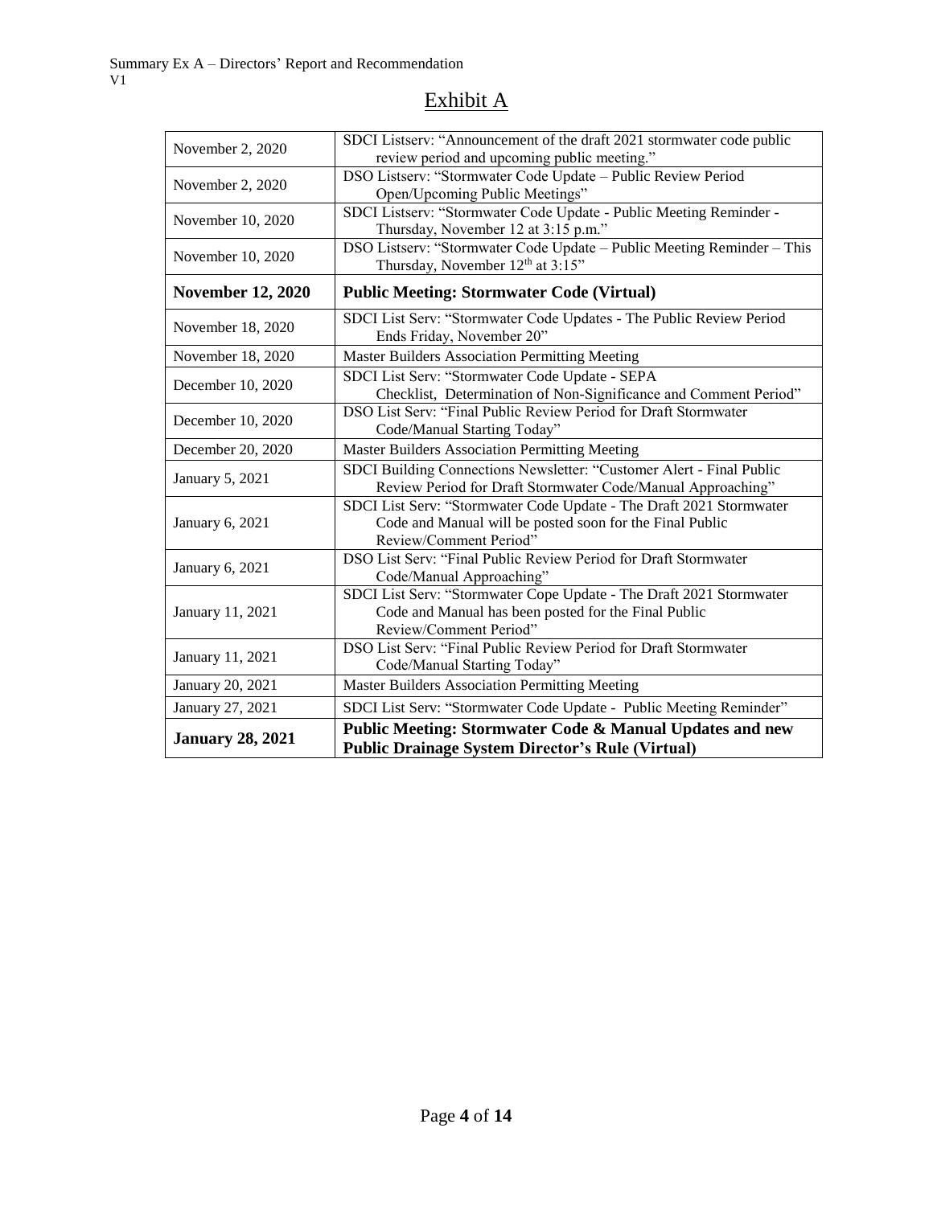# Exhibit A

| | |
|---|---|
| November 2, 2020 | SDCI Listserv: "Announcement of the draft 2021 stormwater code public review period and upcoming public meeting." |
| November 2, 2020 | DSO Listserv: "Stormwater Code Update – Public Review Period Open/Upcoming Public Meetings" |
| November 10, 2020 | SDCI Listserv: "Stormwater Code Update - Public Meeting Reminder - Thursday, November 12 at 3:15 p.m." |
| November 10, 2020 | DSO Listserv: "Stormwater Code Update – Public Meeting Reminder – This Thursday, November 12th at 3:15" |
| **November 12, 2020** | **Public Meeting: Stormwater Code (Virtual)** |
| November 18, 2020 | SDCI List Serv: "Stormwater Code Updates - The Public Review Period Ends Friday, November 20" |
| November 18, 2020 | Master Builders Association Permitting Meeting |
| December 10, 2020 | SDCI List Serv: "Stormwater Code Update - SEPA Checklist, Determination of Non-Significance and Comment Period" |
| December 10, 2020 | DSO List Serv: "Final Public Review Period for Draft Stormwater Code/Manual Starting Today" |
| December 20, 2020 | Master Builders Association Permitting Meeting |
| January 5, 2021 | SDCI Building Connections Newsletter: "Customer Alert - Final Public Review Period for Draft Stormwater Code/Manual Approaching" |
| January 6, 2021 | SDCI List Serv: "Stormwater Code Update - The Draft 2021 Stormwater Code and Manual will be posted soon for the Final Public Review/Comment Period" |
| January 6, 2021 | DSO List Serv: "Final Public Review Period for Draft Stormwater Code/Manual Approaching" |
| January 11, 2021 | SDCI List Serv: "Stormwater Cope Update - The Draft 2021 Stormwater Code and Manual has been posted for the Final Public Review/Comment Period" |
| January 11, 2021 | DSO List Serv: "Final Public Review Period for Draft Stormwater Code/Manual Starting Today" |
| January 20, 2021 | Master Builders Association Permitting Meeting |
| January 27, 2021 | SDCI List Serv: "Stormwater Code Update - Public Meeting Reminder" |
| **January 28, 2021** | **Public Meeting: Stormwater Code & Manual Updates and new Public Drainage System Director's Rule (Virtual)** |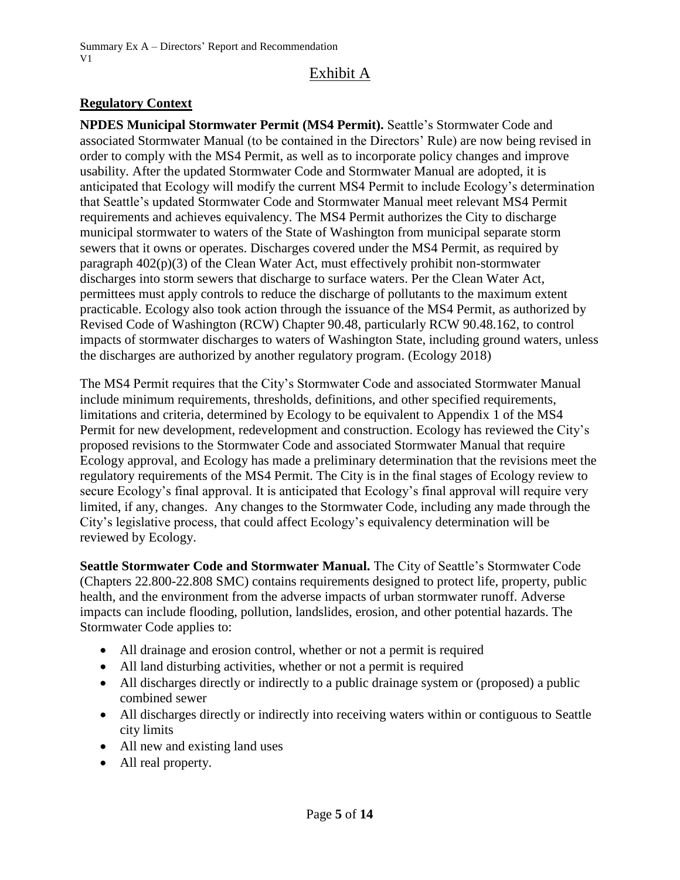# Exhibit A

## Regulatory Context

**NPDES Municipal Stormwater Permit (MS4 Permit).** Seattle's Stormwater Code and associated Stormwater Manual (to be contained in the Directors' Rule) are now being revised in order to comply with the MS4 Permit, as well as to incorporate policy changes and improve usability. After the updated Stormwater Code and Stormwater Manual are adopted, it is anticipated that Ecology will modify the current MS4 Permit to include Ecology's determination that Seattle's updated Stormwater Code and Stormwater Manual meet relevant MS4 Permit requirements and achieves equivalency. The MS4 Permit authorizes the City to discharge municipal stormwater to waters of the State of Washington from municipal separate storm sewers that it owns or operates. Discharges covered under the MS4 Permit, as required by paragraph 402(p)(3) of the Clean Water Act, must effectively prohibit non-stormwater discharges into storm sewers that discharge to surface waters. Per the Clean Water Act, permittees must apply controls to reduce the discharge of pollutants to the maximum extent practicable. Ecology also took action through the issuance of the MS4 Permit, as authorized by Revised Code of Washington (RCW) Chapter 90.48, particularly RCW 90.48.162, to control impacts of stormwater discharges to waters of Washington State, including ground waters, unless the discharges are authorized by another regulatory program. (Ecology 2018)

The MS4 Permit requires that the City's Stormwater Code and associated Stormwater Manual include minimum requirements, thresholds, definitions, and other specified requirements, limitations and criteria, determined by Ecology to be equivalent to Appendix 1 of the MS4 Permit for new development, redevelopment and construction. Ecology has reviewed the City's proposed revisions to the Stormwater Code and associated Stormwater Manual that require Ecology approval, and Ecology has made a preliminary determination that the revisions meet the regulatory requirements of the MS4 Permit. The City is in the final stages of Ecology review to secure Ecology's final approval. It is anticipated that Ecology's final approval will require very limited, if any, changes. Any changes to the Stormwater Code, including any made through the City's legislative process, that could affect Ecology's equivalency determination will be reviewed by Ecology.

**Seattle Stormwater Code and Stormwater Manual.** The City of Seattle's Stormwater Code (Chapters 22.800-22.808 SMC) contains requirements designed to protect life, property, public health, and the environment from the adverse impacts of urban stormwater runoff. Adverse impacts can include flooding, pollution, landslides, erosion, and other potential hazards. The Stormwater Code applies to:

- All drainage and erosion control, whether or not a permit is required
- All land disturbing activities, whether or not a permit is required
- All discharges directly or indirectly to a public drainage system or (proposed) a public combined sewer
- All discharges directly or indirectly into receiving waters within or contiguous to Seattle city limits
- All new and existing land uses
- All real property.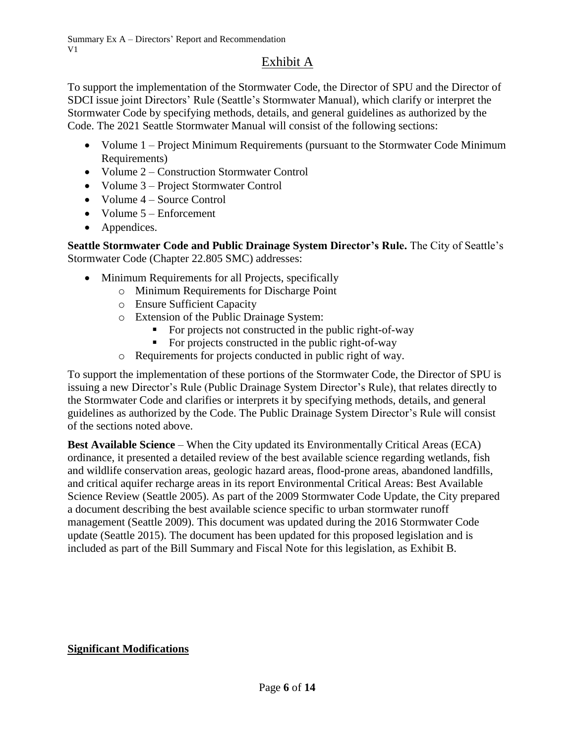## Exhibit A

To support the implementation of the Stormwater Code, the Director of SPU and the Director of SDCI issue joint Directors' Rule (Seattle's Stormwater Manual), which clarify or interpret the Stormwater Code by specifying methods, details, and general guidelines as authorized by the Code. The 2021 Seattle Stormwater Manual will consist of the following sections:

- Volume 1 – Project Minimum Requirements (pursuant to the Stormwater Code Minimum Requirements)
- Volume 2 – Construction Stormwater Control
- Volume 3 – Project Stormwater Control
- Volume 4 – Source Control
- Volume 5 – Enforcement
- Appendices.

**Seattle Stormwater Code and Public Drainage System Director's Rule.** The City of Seattle's Stormwater Code (Chapter 22.805 SMC) addresses:

- Minimum Requirements for all Projects, specifically
  - Minimum Requirements for Discharge Point
  - Ensure Sufficient Capacity
  - Extension of the Public Drainage System:
    - For projects not constructed in the public right-of-way
    - For projects constructed in the public right-of-way
  - Requirements for projects conducted in public right of way.

To support the implementation of these portions of the Stormwater Code, the Director of SPU is issuing a new Director's Rule (Public Drainage System Director's Rule), that relates directly to the Stormwater Code and clarifies or interprets it by specifying methods, details, and general guidelines as authorized by the Code. The Public Drainage System Director's Rule will consist of the sections noted above.

**Best Available Science** – When the City updated its Environmentally Critical Areas (ECA) ordinance, it presented a detailed review of the best available science regarding wetlands, fish and wildlife conservation areas, geologic hazard areas, flood-prone areas, abandoned landfills, and critical aquifer recharge areas in its report Environmental Critical Areas: Best Available Science Review (Seattle 2005). As part of the 2009 Stormwater Code Update, the City prepared a document describing the best available science specific to urban stormwater runoff management (Seattle 2009). This document was updated during the 2016 Stormwater Code update (Seattle 2015). The document has been updated for this proposed legislation and is included as part of the Bill Summary and Fiscal Note for this legislation, as Exhibit B.

**Significant Modifications**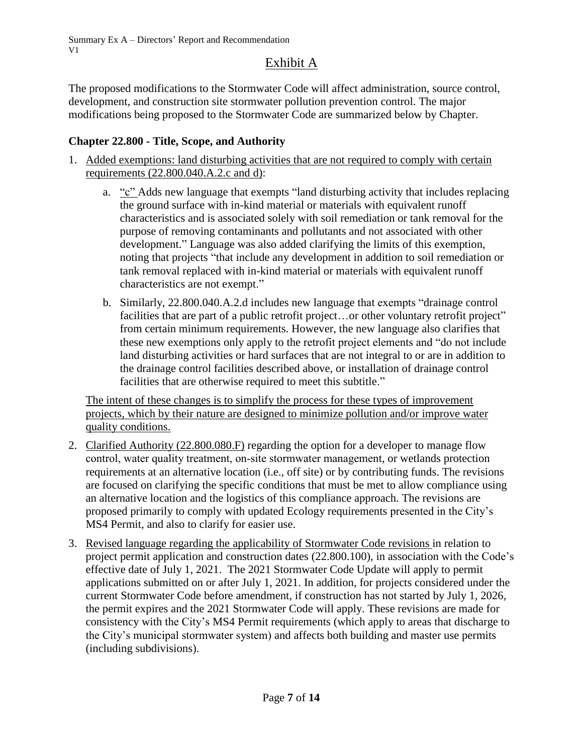# Exhibit A

The proposed modifications to the Stormwater Code will affect administration, source control, development, and construction site stormwater pollution prevention control. The major modifications being proposed to the Stormwater Code are summarized below by Chapter.

## Chapter 22.800 - Title, Scope, and Authority

1. Added exemptions: land disturbing activities that are not required to comply with certain requirements (22.800.040.A.2.c and d):

   a. "c" Adds new language that exempts "land disturbing activity that includes replacing the ground surface with in-kind material or materials with equivalent runoff characteristics and is associated solely with soil remediation or tank removal for the purpose of removing contaminants and pollutants and not associated with other development." Language was also added clarifying the limits of this exemption, noting that projects "that include any development in addition to soil remediation or tank removal replaced with in-kind material or materials with equivalent runoff characteristics are not exempt."

   b. Similarly, 22.800.040.A.2.d includes new language that exempts "drainage control facilities that are part of a public retrofit project…or other voluntary retrofit project" from certain minimum requirements. However, the new language also clarifies that these new exemptions only apply to the retrofit project elements and "do not include land disturbing activities or hard surfaces that are not integral to or are in addition to the drainage control facilities described above, or installation of drainage control facilities that are otherwise required to meet this subtitle."

   The intent of these changes is to simplify the process for these types of improvement projects, which by their nature are designed to minimize pollution and/or improve water quality conditions.

2. Clarified Authority (22.800.080.F) regarding the option for a developer to manage flow control, water quality treatment, on-site stormwater management, or wetlands protection requirements at an alternative location (i.e., off site) or by contributing funds. The revisions are focused on clarifying the specific conditions that must be met to allow compliance using an alternative location and the logistics of this compliance approach. The revisions are proposed primarily to comply with updated Ecology requirements presented in the City's MS4 Permit, and also to clarify for easier use.

3. Revised language regarding the applicability of Stormwater Code revisions in relation to project permit application and construction dates (22.800.100), in association with the Code's effective date of July 1, 2021. The 2021 Stormwater Code Update will apply to permit applications submitted on or after July 1, 2021. In addition, for projects considered under the current Stormwater Code before amendment, if construction has not started by July 1, 2026, the permit expires and the 2021 Stormwater Code will apply. These revisions are made for consistency with the City's MS4 Permit requirements (which apply to areas that discharge to the City's municipal stormwater system) and affects both building and master use permits (including subdivisions).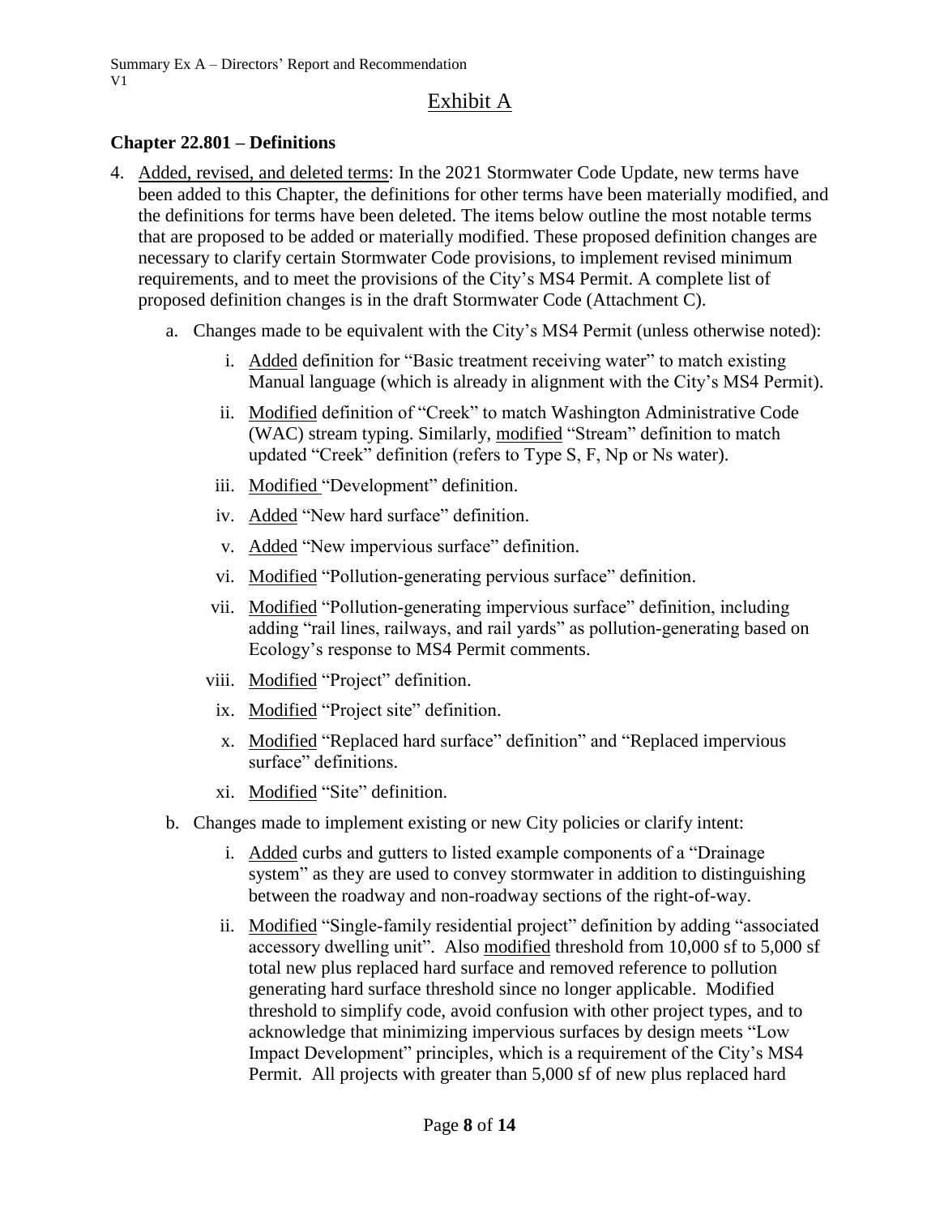# Exhibit A

## Chapter 22.801 – Definitions

4. Added, revised, and deleted terms: In the 2021 Stormwater Code Update, new terms have been added to this Chapter, the definitions for other terms have been materially modified, and the definitions for terms have been deleted. The items below outline the most notable terms that are proposed to be added or materially modified. These proposed definition changes are necessary to clarify certain Stormwater Code provisions, to implement revised minimum requirements, and to meet the provisions of the City's MS4 Permit. A complete list of proposed definition changes is in the draft Stormwater Code (Attachment C).

    a. Changes made to be equivalent with the City's MS4 Permit (unless otherwise noted):

        i. Added definition for "Basic treatment receiving water" to match existing Manual language (which is already in alignment with the City's MS4 Permit).

        ii. Modified definition of "Creek" to match Washington Administrative Code (WAC) stream typing. Similarly, modified "Stream" definition to match updated "Creek" definition (refers to Type S, F, Np or Ns water).

        iii. Modified "Development" definition.

        iv. Added "New hard surface" definition.

        v. Added "New impervious surface" definition.

        vi. Modified "Pollution-generating pervious surface" definition.

        vii. Modified "Pollution-generating impervious surface" definition, including adding "rail lines, railways, and rail yards" as pollution-generating based on Ecology's response to MS4 Permit comments.

        viii. Modified "Project" definition.

        ix. Modified "Project site" definition.

        x. Modified "Replaced hard surface" definition" and "Replaced impervious surface" definitions.

        xi. Modified "Site" definition.

    b. Changes made to implement existing or new City policies or clarify intent:

        i. Added curbs and gutters to listed example components of a "Drainage system" as they are used to convey stormwater in addition to distinguishing between the roadway and non-roadway sections of the right-of-way.

        ii. Modified "Single-family residential project" definition by adding "associated accessory dwelling unit". Also modified threshold from 10,000 sf to 5,000 sf total new plus replaced hard surface and removed reference to pollution generating hard surface threshold since no longer applicable. Modified threshold to simplify code, avoid confusion with other project types, and to acknowledge that minimizing impervious surfaces by design meets "Low Impact Development" principles, which is a requirement of the City's MS4 Permit. All projects with greater than 5,000 sf of new plus replaced hard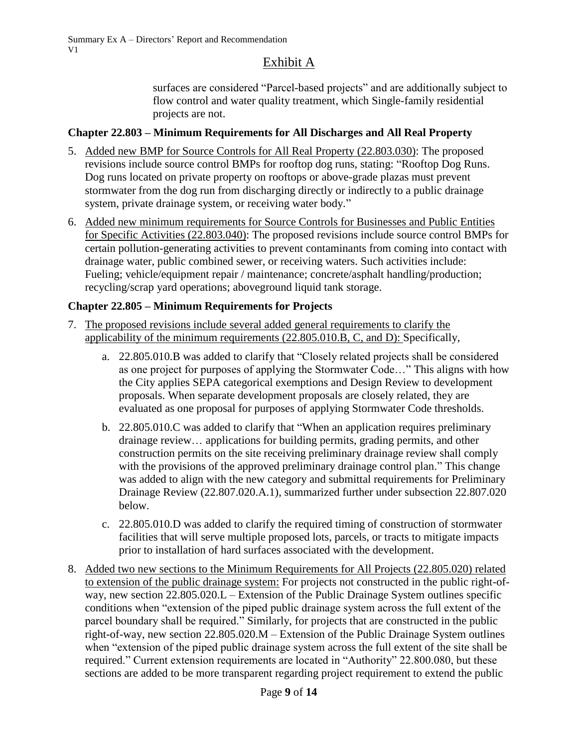# Exhibit A

surfaces are considered "Parcel-based projects" and are additionally subject to flow control and water quality treatment, which Single-family residential projects are not.

### Chapter 22.803 – Minimum Requirements for All Discharges and All Real Property

5. Added new BMP for Source Controls for All Real Property (22.803.030): The proposed revisions include source control BMPs for rooftop dog runs, stating: "Rooftop Dog Runs. Dog runs located on private property on rooftops or above-grade plazas must prevent stormwater from the dog run from discharging directly or indirectly to a public drainage system, private drainage system, or receiving water body."
6. Added new minimum requirements for Source Controls for Businesses and Public Entities for Specific Activities (22.803.040): The proposed revisions include source control BMPs for certain pollution-generating activities to prevent contaminants from coming into contact with drainage water, public combined sewer, or receiving waters. Such activities include: Fueling; vehicle/equipment repair / maintenance; concrete/asphalt handling/production; recycling/scrap yard operations; aboveground liquid tank storage.

### Chapter 22.805 – Minimum Requirements for Projects

7. The proposed revisions include several added general requirements to clarify the applicability of the minimum requirements (22.805.010.B, C, and D): Specifically,
   a. 22.805.010.B was added to clarify that "Closely related projects shall be considered as one project for purposes of applying the Stormwater Code…" This aligns with how the City applies SEPA categorical exemptions and Design Review to development proposals. When separate development proposals are closely related, they are evaluated as one proposal for purposes of applying Stormwater Code thresholds.
   b. 22.805.010.C was added to clarify that "When an application requires preliminary drainage review… applications for building permits, grading permits, and other construction permits on the site receiving preliminary drainage review shall comply with the provisions of the approved preliminary drainage control plan." This change was added to align with the new category and submittal requirements for Preliminary Drainage Review (22.807.020.A.1), summarized further under subsection 22.807.020 below.
   c. 22.805.010.D was added to clarify the required timing of construction of stormwater facilities that will serve multiple proposed lots, parcels, or tracts to mitigate impacts prior to installation of hard surfaces associated with the development.
8. Added two new sections to the Minimum Requirements for All Projects (22.805.020) related to extension of the public drainage system: For projects not constructed in the public right-of-way, new section 22.805.020.L – Extension of the Public Drainage System outlines specific conditions when "extension of the piped public drainage system across the full extent of the parcel boundary shall be required." Similarly, for projects that are constructed in the public right-of-way, new section 22.805.020.M – Extension of the Public Drainage System outlines when "extension of the piped public drainage system across the full extent of the site shall be required." Current extension requirements are located in "Authority" 22.800.080, but these sections are added to be more transparent regarding project requirement to extend the public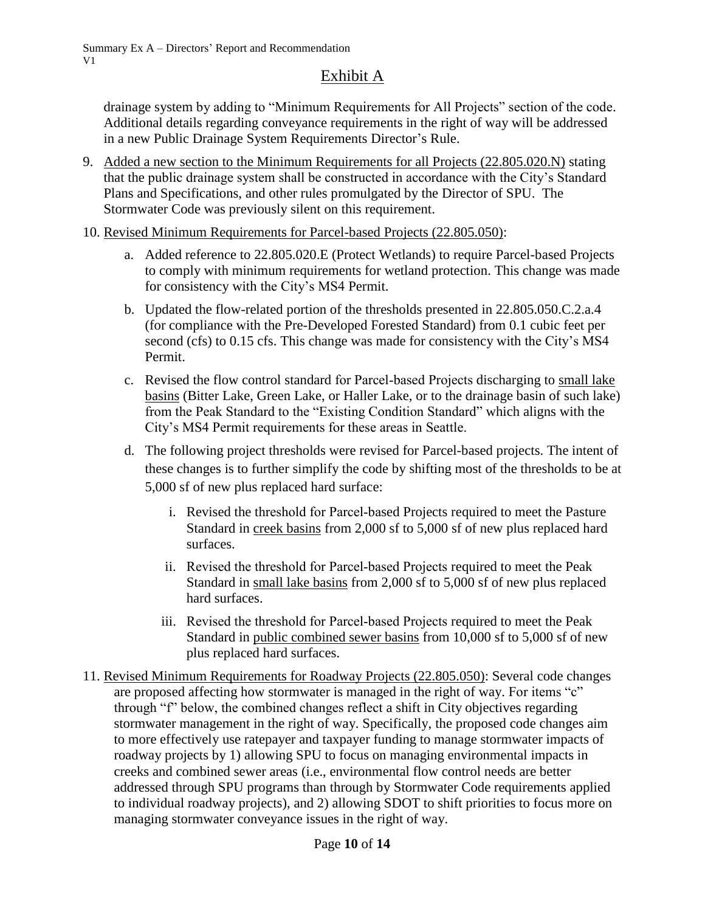drainage system by adding to "Minimum Requirements for All Projects" section of the code. Additional details regarding conveyance requirements in the right of way will be addressed in a new Public Drainage System Requirements Director's Rule.

9. Added a new section to the Minimum Requirements for all Projects (22.805.020.N) stating that the public drainage system shall be constructed in accordance with the City's Standard Plans and Specifications, and other rules promulgated by the Director of SPU. The Stormwater Code was previously silent on this requirement.

10. Revised Minimum Requirements for Parcel-based Projects (22.805.050):

    a. Added reference to 22.805.020.E (Protect Wetlands) to require Parcel-based Projects to comply with minimum requirements for wetland protection. This change was made for consistency with the City's MS4 Permit.

    b. Updated the flow-related portion of the thresholds presented in 22.805.050.C.2.a.4 (for compliance with the Pre-Developed Forested Standard) from 0.1 cubic feet per second (cfs) to 0.15 cfs. This change was made for consistency with the City's MS4 Permit.

    c. Revised the flow control standard for Parcel-based Projects discharging to small lake basins (Bitter Lake, Green Lake, or Haller Lake, or to the drainage basin of such lake) from the Peak Standard to the "Existing Condition Standard" which aligns with the City's MS4 Permit requirements for these areas in Seattle.

    d. The following project thresholds were revised for Parcel-based projects. The intent of these changes is to further simplify the code by shifting most of the thresholds to be at 5,000 sf of new plus replaced hard surface:

        i. Revised the threshold for Parcel-based Projects required to meet the Pasture Standard in creek basins from 2,000 sf to 5,000 sf of new plus replaced hard surfaces.

        ii. Revised the threshold for Parcel-based Projects required to meet the Peak Standard in small lake basins from 2,000 sf to 5,000 sf of new plus replaced hard surfaces.

        iii. Revised the threshold for Parcel-based Projects required to meet the Peak Standard in public combined sewer basins from 10,000 sf to 5,000 sf of new plus replaced hard surfaces.

11. Revised Minimum Requirements for Roadway Projects (22.805.050): Several code changes are proposed affecting how stormwater is managed in the right of way. For items "c" through "f" below, the combined changes reflect a shift in City objectives regarding stormwater management in the right of way. Specifically, the proposed code changes aim to more effectively use ratepayer and taxpayer funding to manage stormwater impacts of roadway projects by 1) allowing SPU to focus on managing environmental impacts in creeks and combined sewer areas (i.e., environmental flow control needs are better addressed through SPU programs than through by Stormwater Code requirements applied to individual roadway projects), and 2) allowing SDOT to shift priorities to focus more on managing stormwater conveyance issues in the right of way.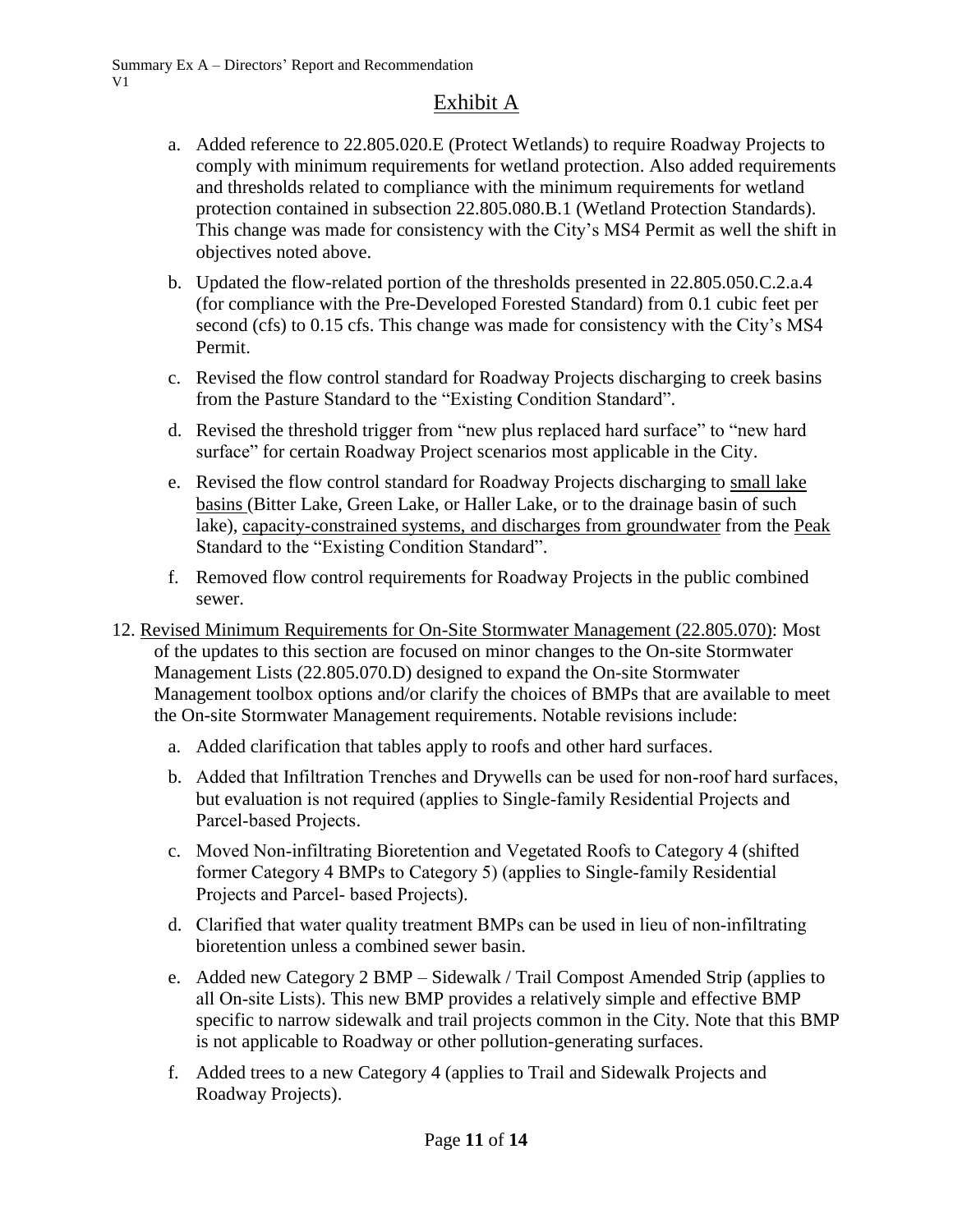# Exhibit A

a. Added reference to 22.805.020.E (Protect Wetlands) to require Roadway Projects to comply with minimum requirements for wetland protection. Also added requirements and thresholds related to compliance with the minimum requirements for wetland protection contained in subsection 22.805.080.B.1 (Wetland Protection Standards). This change was made for consistency with the City's MS4 Permit as well the shift in objectives noted above.

b. Updated the flow-related portion of the thresholds presented in 22.805.050.C.2.a.4 (for compliance with the Pre-Developed Forested Standard) from 0.1 cubic feet per second (cfs) to 0.15 cfs. This change was made for consistency with the City's MS4 Permit.

c. Revised the flow control standard for Roadway Projects discharging to creek basins from the Pasture Standard to the "Existing Condition Standard".

d. Revised the threshold trigger from "new plus replaced hard surface" to "new hard surface" for certain Roadway Project scenarios most applicable in the City.

e. Revised the flow control standard for Roadway Projects discharging to <u>small lake basins</u> (Bitter Lake, Green Lake, or Haller Lake, or to the drainage basin of such lake), <u>capacity-constrained systems, and discharges from groundwater</u> from the <u>Peak</u> Standard to the "Existing Condition Standard".

f. Removed flow control requirements for Roadway Projects in the public combined sewer.

12. <u>Revised Minimum Requirements for On-Site Stormwater Management (22.805.070)</u>: Most of the updates to this section are focused on minor changes to the On-site Stormwater Management Lists (22.805.070.D) designed to expand the On-site Stormwater Management toolbox options and/or clarify the choices of BMPs that are available to meet the On-site Stormwater Management requirements. Notable revisions include:

    a. Added clarification that tables apply to roofs and other hard surfaces.

    b. Added that Infiltration Trenches and Drywells can be used for non-roof hard surfaces, but evaluation is not required (applies to Single-family Residential Projects and Parcel-based Projects.

    c. Moved Non-infiltrating Bioretention and Vegetated Roofs to Category 4 (shifted former Category 4 BMPs to Category 5) (applies to Single-family Residential Projects and Parcel- based Projects).

    d. Clarified that water quality treatment BMPs can be used in lieu of non-infiltrating bioretention unless a combined sewer basin.

    e. Added new Category 2 BMP – Sidewalk / Trail Compost Amended Strip (applies to all On-site Lists). This new BMP provides a relatively simple and effective BMP specific to narrow sidewalk and trail projects common in the City. Note that this BMP is not applicable to Roadway or other pollution-generating surfaces.

    f. Added trees to a new Category 4 (applies to Trail and Sidewalk Projects and Roadway Projects).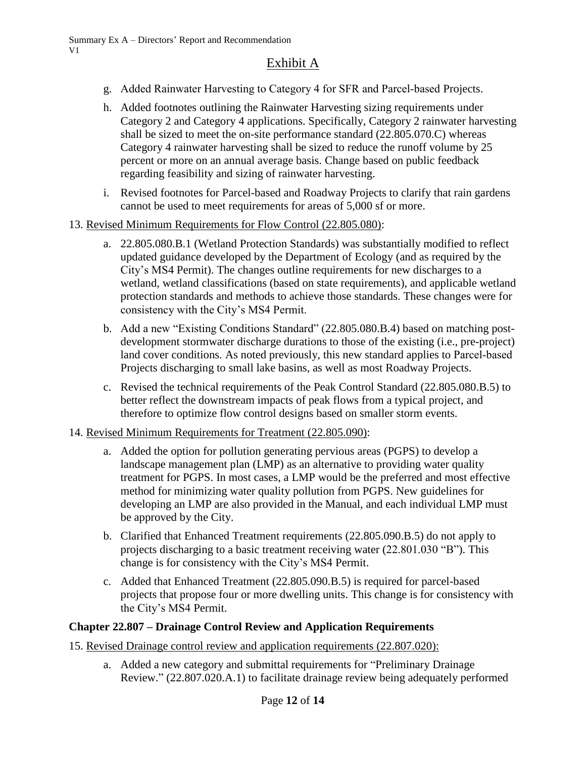## Exhibit A

g. Added Rainwater Harvesting to Category 4 for SFR and Parcel-based Projects.

h. Added footnotes outlining the Rainwater Harvesting sizing requirements under Category 2 and Category 4 applications. Specifically, Category 2 rainwater harvesting shall be sized to meet the on-site performance standard (22.805.070.C) whereas Category 4 rainwater harvesting shall be sized to reduce the runoff volume by 25 percent or more on an annual average basis. Change based on public feedback regarding feasibility and sizing of rainwater harvesting.

i. Revised footnotes for Parcel-based and Roadway Projects to clarify that rain gardens cannot be used to meet requirements for areas of 5,000 sf or more.

13. Revised Minimum Requirements for Flow Control (22.805.080):

    a. 22.805.080.B.1 (Wetland Protection Standards) was substantially modified to reflect updated guidance developed by the Department of Ecology (and as required by the City's MS4 Permit). The changes outline requirements for new discharges to a wetland, wetland classifications (based on state requirements), and applicable wetland protection standards and methods to achieve those standards. These changes were for consistency with the City's MS4 Permit.

    b. Add a new "Existing Conditions Standard" (22.805.080.B.4) based on matching post-development stormwater discharge durations to those of the existing (i.e., pre-project) land cover conditions. As noted previously, this new standard applies to Parcel-based Projects discharging to small lake basins, as well as most Roadway Projects.

    c. Revised the technical requirements of the Peak Control Standard (22.805.080.B.5) to better reflect the downstream impacts of peak flows from a typical project, and therefore to optimize flow control designs based on smaller storm events.

14. Revised Minimum Requirements for Treatment (22.805.090):

    a. Added the option for pollution generating pervious areas (PGPS) to develop a landscape management plan (LMP) as an alternative to providing water quality treatment for PGPS. In most cases, a LMP would be the preferred and most effective method for minimizing water quality pollution from PGPS. New guidelines for developing an LMP are also provided in the Manual, and each individual LMP must be approved by the City.

    b. Clarified that Enhanced Treatment requirements (22.805.090.B.5) do not apply to projects discharging to a basic treatment receiving water (22.801.030 "B"). This change is for consistency with the City's MS4 Permit.

    c. Added that Enhanced Treatment (22.805.090.B.5) is required for parcel-based projects that propose four or more dwelling units. This change is for consistency with the City's MS4 Permit.

**Chapter 22.807 – Drainage Control Review and Application Requirements**

15. Revised Drainage control review and application requirements (22.807.020):

    a. Added a new category and submittal requirements for "Preliminary Drainage Review." (22.807.020.A.1) to facilitate drainage review being adequately performed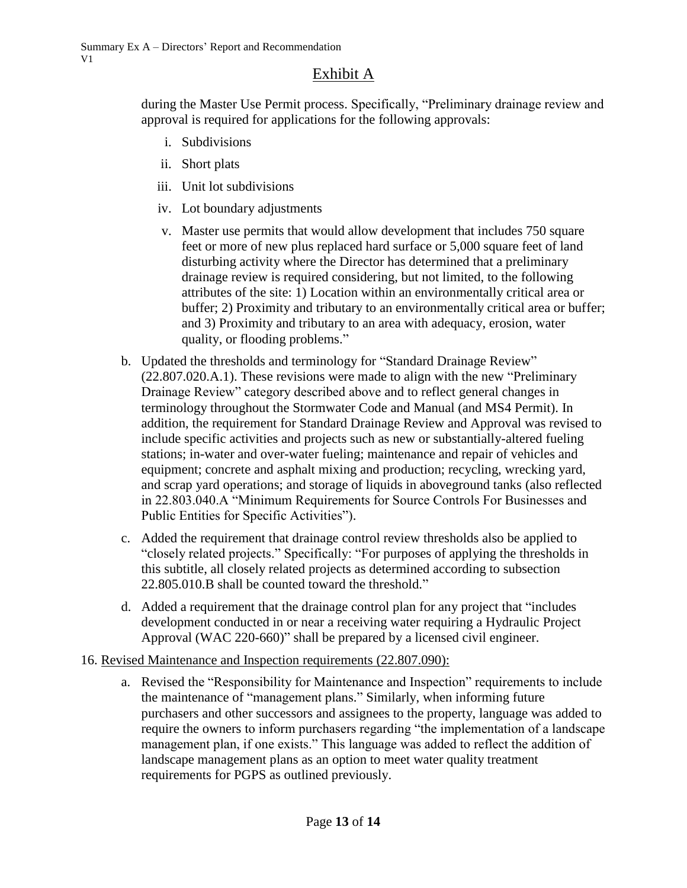during the Master Use Permit process. Specifically, "Preliminary drainage review and approval is required for applications for the following approvals:

   i. Subdivisions
   ii. Short plats
   iii. Unit lot subdivisions
   iv. Lot boundary adjustments
   v. Master use permits that would allow development that includes 750 square feet or more of new plus replaced hard surface or 5,000 square feet of land disturbing activity where the Director has determined that a preliminary drainage review is required considering, but not limited, to the following attributes of the site: 1) Location within an environmentally critical area or buffer; 2) Proximity and tributary to an environmentally critical area or buffer; and 3) Proximity and tributary to an area with adequacy, erosion, water quality, or flooding problems."

b. Updated the thresholds and terminology for "Standard Drainage Review" (22.807.020.A.1). These revisions were made to align with the new "Preliminary Drainage Review" category described above and to reflect general changes in terminology throughout the Stormwater Code and Manual (and MS4 Permit). In addition, the requirement for Standard Drainage Review and Approval was revised to include specific activities and projects such as new or substantially-altered fueling stations; in-water and over-water fueling; maintenance and repair of vehicles and equipment; concrete and asphalt mixing and production; recycling, wrecking yard, and scrap yard operations; and storage of liquids in aboveground tanks (also reflected in 22.803.040.A "Minimum Requirements for Source Controls For Businesses and Public Entities for Specific Activities").

c. Added the requirement that drainage control review thresholds also be applied to "closely related projects." Specifically: "For purposes of applying the thresholds in this subtitle, all closely related projects as determined according to subsection 22.805.010.B shall be counted toward the threshold."

d. Added a requirement that the drainage control plan for any project that "includes development conducted in or near a receiving water requiring a Hydraulic Project Approval (WAC 220-660)" shall be prepared by a licensed civil engineer.

16. Revised Maintenance and Inspection requirements (22.807.090):

   a. Revised the "Responsibility for Maintenance and Inspection" requirements to include the maintenance of "management plans." Similarly, when informing future purchasers and other successors and assignees to the property, language was added to require the owners to inform purchasers regarding "the implementation of a landscape management plan, if one exists." This language was added to reflect the addition of landscape management plans as an option to meet water quality treatment requirements for PGPS as outlined previously.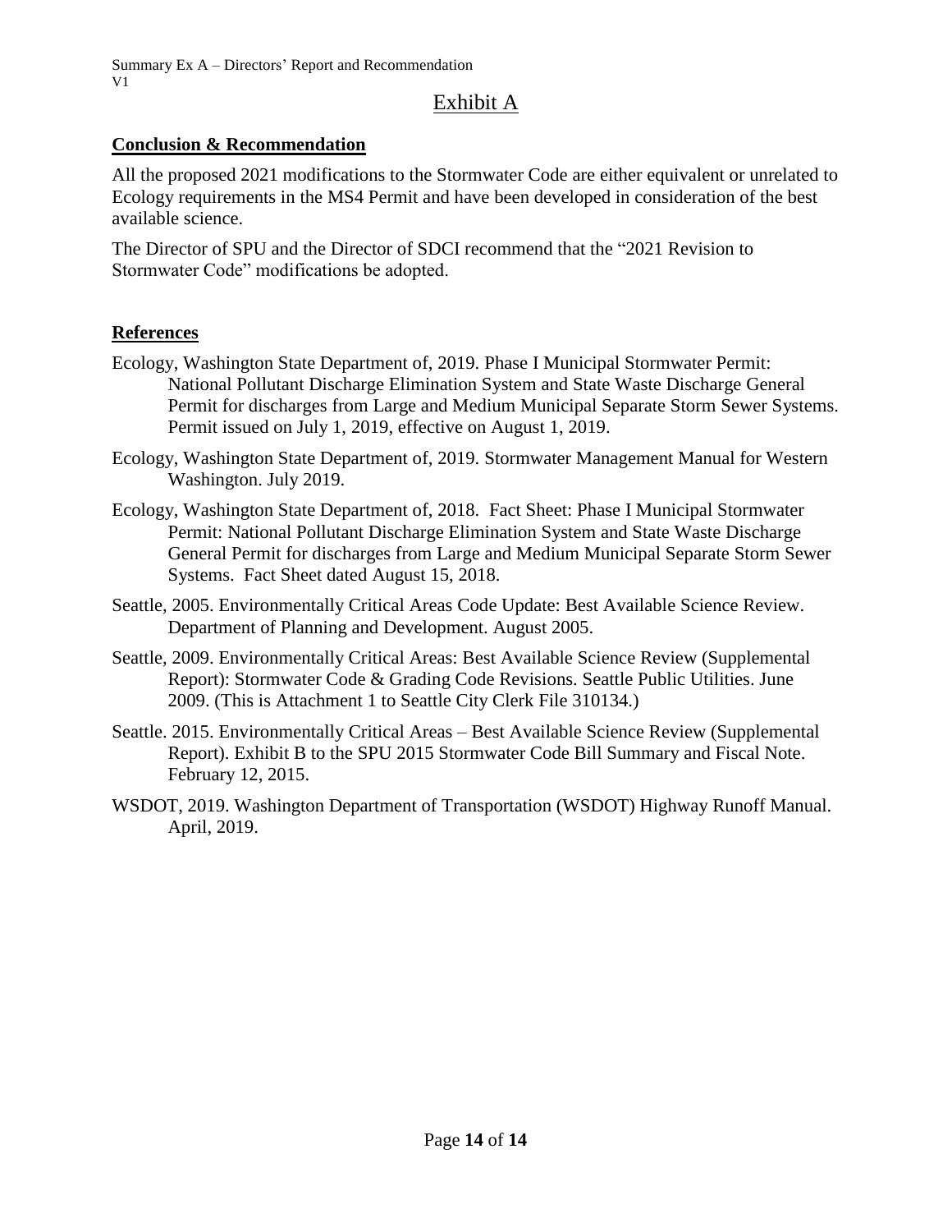# Exhibit A

## Conclusion & Recommendation

All the proposed 2021 modifications to the Stormwater Code are either equivalent or unrelated to Ecology requirements in the MS4 Permit and have been developed in consideration of the best available science.

The Director of SPU and the Director of SDCI recommend that the "2021 Revision to Stormwater Code" modifications be adopted.

## References

Ecology, Washington State Department of, 2019. Phase I Municipal Stormwater Permit: National Pollutant Discharge Elimination System and State Waste Discharge General Permit for discharges from Large and Medium Municipal Separate Storm Sewer Systems. Permit issued on July 1, 2019, effective on August 1, 2019.

Ecology, Washington State Department of, 2019. Stormwater Management Manual for Western Washington. July 2019.

Ecology, Washington State Department of, 2018. Fact Sheet: Phase I Municipal Stormwater Permit: National Pollutant Discharge Elimination System and State Waste Discharge General Permit for discharges from Large and Medium Municipal Separate Storm Sewer Systems. Fact Sheet dated August 15, 2018.

Seattle, 2005. Environmentally Critical Areas Code Update: Best Available Science Review. Department of Planning and Development. August 2005.

Seattle, 2009. Environmentally Critical Areas: Best Available Science Review (Supplemental Report): Stormwater Code & Grading Code Revisions. Seattle Public Utilities. June 2009. (This is Attachment 1 to Seattle City Clerk File 310134.)

Seattle. 2015. Environmentally Critical Areas – Best Available Science Review (Supplemental Report). Exhibit B to the SPU 2015 Stormwater Code Bill Summary and Fiscal Note. February 12, 2015.

WSDOT, 2019. Washington Department of Transportation (WSDOT) Highway Runoff Manual. April, 2019.